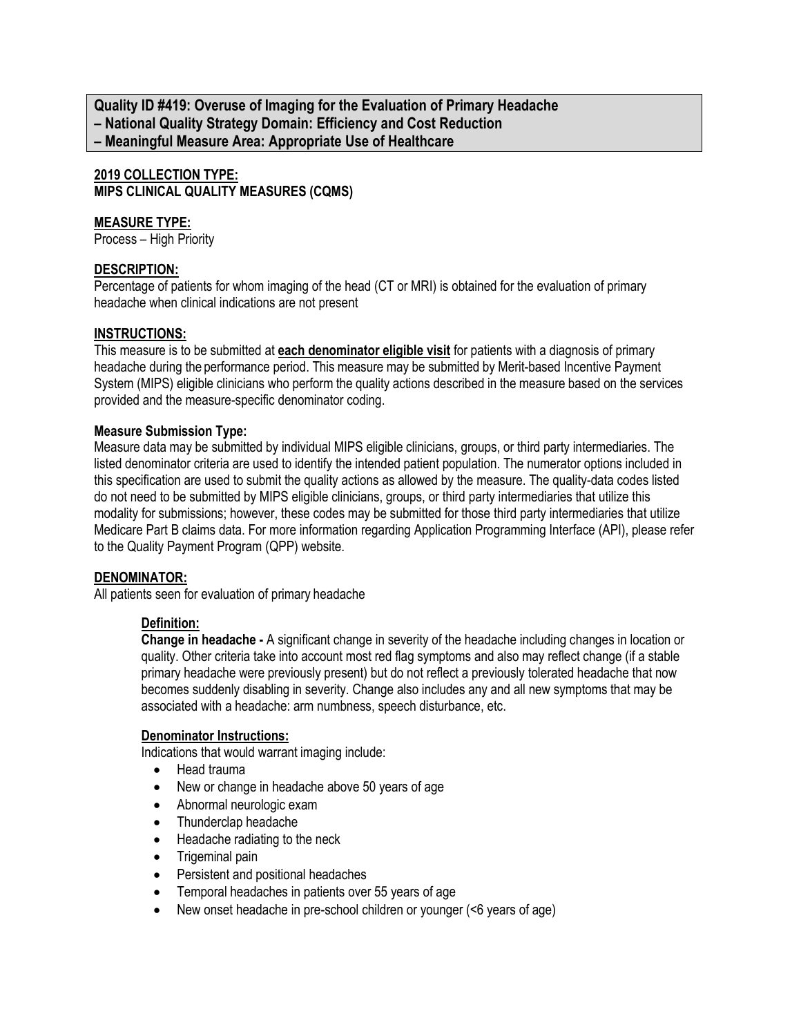**Quality ID #419: Overuse of Imaging for the Evaluation of Primary Headache**
**– National Quality Strategy Domain: Efficiency and Cost Reduction**
**– Meaningful Measure Area: Appropriate Use of Healthcare**

**2019 COLLECTION TYPE:**
**MIPS CLINICAL QUALITY MEASURES (CQMS)**

**MEASURE TYPE:**
Process – High Priority

**DESCRIPTION:**
Percentage of patients for whom imaging of the head (CT or MRI) is obtained for the evaluation of primary headache when clinical indications are not present

**INSTRUCTIONS:**
This measure is to be submitted at **each denominator eligible visit** for patients with a diagnosis of primary headache during the performance period. This measure may be submitted by Merit-based Incentive Payment System (MIPS) eligible clinicians who perform the quality actions described in the measure based on the services provided and the measure-specific denominator coding.

**Measure Submission Type:**
Measure data may be submitted by individual MIPS eligible clinicians, groups, or third party intermediaries. The listed denominator criteria are used to identify the intended patient population. The numerator options included in this specification are used to submit the quality actions as allowed by the measure. The quality-data codes listed do not need to be submitted by MIPS eligible clinicians, groups, or third party intermediaries that utilize this modality for submissions; however, these codes may be submitted for those third party intermediaries that utilize Medicare Part B claims data. For more information regarding Application Programming Interface (API), please refer to the Quality Payment Program (QPP) website.

**DENOMINATOR:**
All patients seen for evaluation of primary headache

**Definition:**
**Change in headache -** A significant change in severity of the headache including changes in location or quality. Other criteria take into account most red flag symptoms and also may reflect change (if a stable primary headache were previously present) but do not reflect a previously tolerated headache that now becomes suddenly disabling in severity. Change also includes any and all new symptoms that may be associated with a headache: arm numbness, speech disturbance, etc.

**Denominator Instructions:**
Indications that would warrant imaging include:

- Head trauma
- New or change in headache above 50 years of age
- Abnormal neurologic exam
- Thunderclap headache
- Headache radiating to the neck
- Trigeminal pain
- Persistent and positional headaches
- Temporal headaches in patients over 55 years of age
- New onset headache in pre-school children or younger (<6 years of age)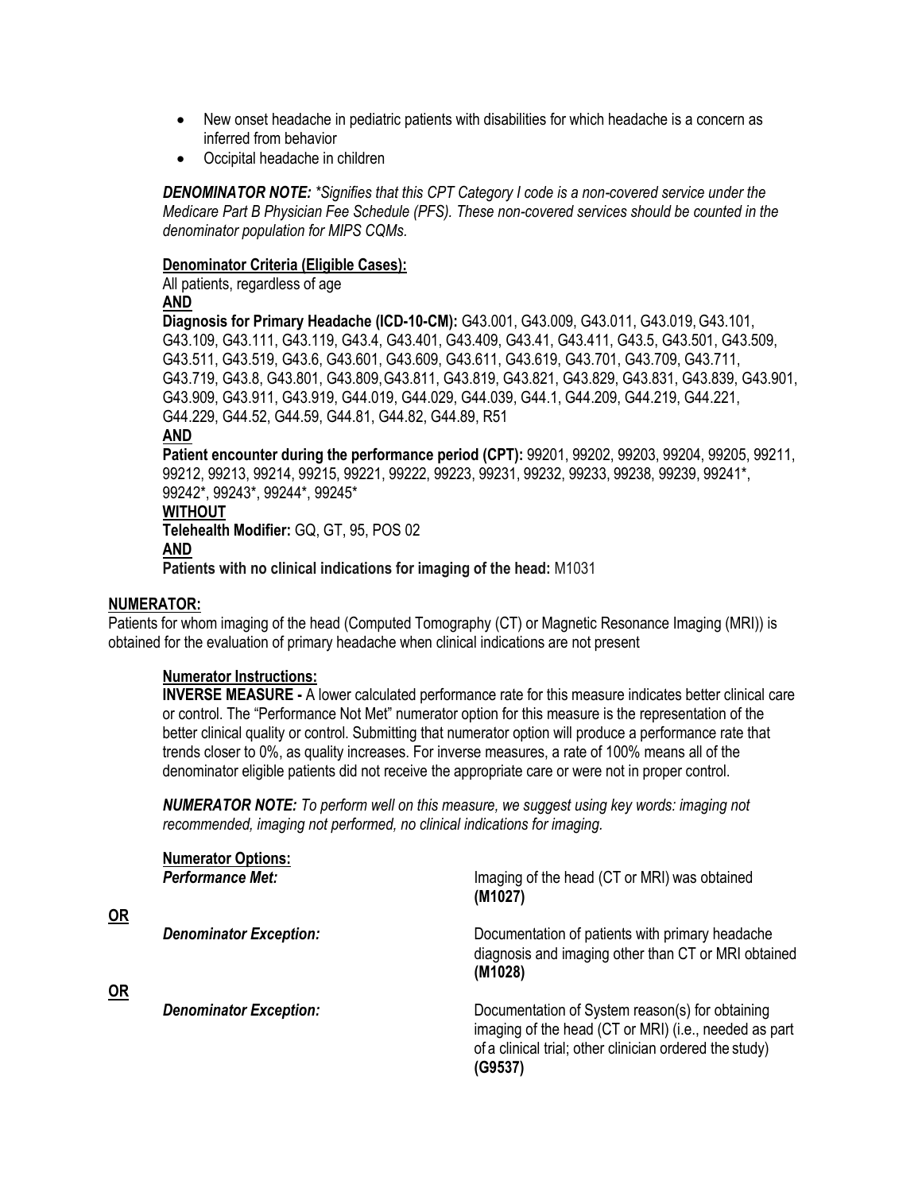- New onset headache in pediatric patients with disabilities for which headache is a concern as inferred from behavior
- Occipital headache in children

***DENOMINATOR NOTE:*** *\*Signifies that this CPT Category I code is a non-covered service under the Medicare Part B Physician Fee Schedule (PFS). These non-covered services should be counted in the denominator population for MIPS CQMs.*

**Denominator Criteria (Eligible Cases):**

All patients, regardless of age

**AND**

**Diagnosis for Primary Headache (ICD-10-CM):** G43.001, G43.009, G43.011, G43.019, G43.101, G43.109, G43.111, G43.119, G43.4, G43.401, G43.409, G43.41, G43.411, G43.5, G43.501, G43.509, G43.511, G43.519, G43.6, G43.601, G43.609, G43.611, G43.619, G43.701, G43.709, G43.711, G43.719, G43.8, G43.801, G43.809, G43.811, G43.819, G43.821, G43.829, G43.831, G43.839, G43.901, G43.909, G43.911, G43.919, G44.019, G44.029, G44.039, G44.1, G44.209, G44.219, G44.221, G44.229, G44.52, G44.59, G44.81, G44.82, G44.89, R51

**AND**

**Patient encounter during the performance period (CPT):** 99201, 99202, 99203, 99204, 99205, 99211, 99212, 99213, 99214, 99215, 99221, 99222, 99223, 99231, 99232, 99233, 99238, 99239, 99241\*, 99242\*, 99243\*, 99244\*, 99245\*

**WITHOUT**

**Telehealth Modifier:** GQ, GT, 95, POS 02

**AND**

**Patients with no clinical indications for imaging of the head:** M1031

## NUMERATOR:

Patients for whom imaging of the head (Computed Tomography (CT) or Magnetic Resonance Imaging (MRI)) is obtained for the evaluation of primary headache when clinical indications are not present

**Numerator Instructions:**

**INVERSE MEASURE -** A lower calculated performance rate for this measure indicates better clinical care or control. The "Performance Not Met" numerator option for this measure is the representation of the better clinical quality or control. Submitting that numerator option will produce a performance rate that trends closer to 0%, as quality increases. For inverse measures, a rate of 100% means all of the denominator eligible patients did not receive the appropriate care or were not in proper control.

***NUMERATOR NOTE:*** *To perform well on this measure, we suggest using key words: imaging not recommended, imaging not performed, no clinical indications for imaging.*

**Numerator Options:**

***Performance Met:*** Imaging of the head (CT or MRI) was obtained **(M1027)**

**OR**

***Denominator Exception:*** Documentation of patients with primary headache diagnosis and imaging other than CT or MRI obtained **(M1028)**

**OR**

***Denominator Exception:*** Documentation of System reason(s) for obtaining imaging of the head (CT or MRI) (i.e., needed as part of a clinical trial; other clinician ordered the study) **(G9537)**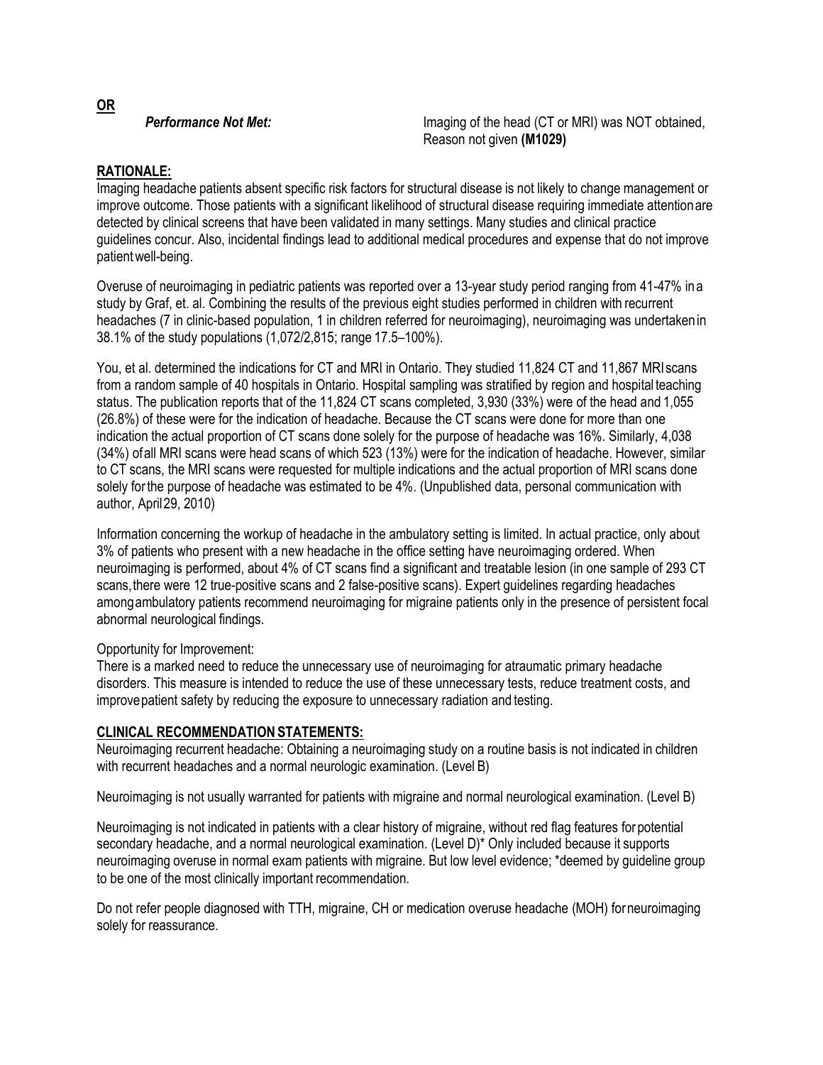**OR**

***Performance Not Met:*** Imaging of the head (CT or MRI) was NOT obtained, Reason not given **(M1029)**

**RATIONALE:**

Imaging headache patients absent specific risk factors for structural disease is not likely to change management or improve outcome. Those patients with a significant likelihood of structural disease requiring immediate attention are detected by clinical screens that have been validated in many settings. Many studies and clinical practice guidelines concur. Also, incidental findings lead to additional medical procedures and expense that do not improve patient well-being.

Overuse of neuroimaging in pediatric patients was reported over a 13-year study period ranging from 41-47% in a study by Graf, et. al. Combining the results of the previous eight studies performed in children with recurrent headaches (7 in clinic-based population, 1 in children referred for neuroimaging), neuroimaging was undertaken in 38.1% of the study populations (1,072/2,815; range 17.5–100%).

You, et al. determined the indications for CT and MRI in Ontario. They studied 11,824 CT and 11,867 MRI scans from a random sample of 40 hospitals in Ontario. Hospital sampling was stratified by region and hospital teaching status. The publication reports that of the 11,824 CT scans completed, 3,930 (33%) were of the head and 1,055 (26.8%) of these were for the indication of headache. Because the CT scans were done for more than one indication the actual proportion of CT scans done solely for the purpose of headache was 16%. Similarly, 4,038 (34%) of all MRI scans were head scans of which 523 (13%) were for the indication of headache. However, similar to CT scans, the MRI scans were requested for multiple indications and the actual proportion of MRI scans done solely for the purpose of headache was estimated to be 4%. (Unpublished data, personal communication with author, April 29, 2010)

Information concerning the workup of headache in the ambulatory setting is limited. In actual practice, only about 3% of patients who present with a new headache in the office setting have neuroimaging ordered. When neuroimaging is performed, about 4% of CT scans find a significant and treatable lesion (in one sample of 293 CT scans, there were 12 true-positive scans and 2 false-positive scans). Expert guidelines regarding headaches among ambulatory patients recommend neuroimaging for migraine patients only in the presence of persistent focal abnormal neurological findings.

Opportunity for Improvement:
There is a marked need to reduce the unnecessary use of neuroimaging for atraumatic primary headache disorders. This measure is intended to reduce the use of these unnecessary tests, reduce treatment costs, and improve patient safety by reducing the exposure to unnecessary radiation and testing.

**CLINICAL RECOMMENDATION STATEMENTS:**

Neuroimaging recurrent headache: Obtaining a neuroimaging study on a routine basis is not indicated in children with recurrent headaches and a normal neurologic examination. (Level B)

Neuroimaging is not usually warranted for patients with migraine and normal neurological examination. (Level B)

Neuroimaging is not indicated in patients with a clear history of migraine, without red flag features for potential secondary headache, and a normal neurological examination. (Level D)* Only included because it supports neuroimaging overuse in normal exam patients with migraine. But low level evidence; *deemed by guideline group to be one of the most clinically important recommendation.

Do not refer people diagnosed with TTH, migraine, CH or medication overuse headache (MOH) for neuroimaging solely for reassurance.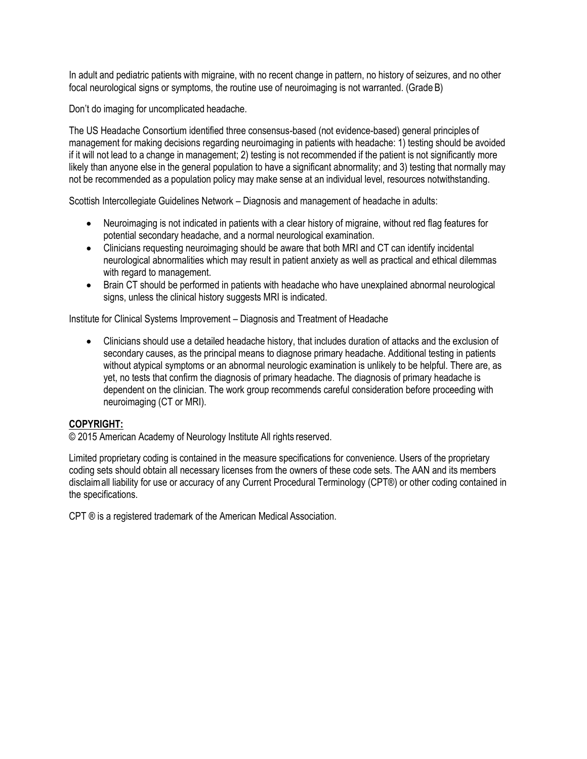In adult and pediatric patients with migraine, with no recent change in pattern, no history of seizures, and no other focal neurological signs or symptoms, the routine use of neuroimaging is not warranted. (Grade B)

Don't do imaging for uncomplicated headache.

The US Headache Consortium identified three consensus-based (not evidence-based) general principles of management for making decisions regarding neuroimaging in patients with headache: 1) testing should be avoided if it will not lead to a change in management; 2) testing is not recommended if the patient is not significantly more likely than anyone else in the general population to have a significant abnormality; and 3) testing that normally may not be recommended as a population policy may make sense at an individual level, resources notwithstanding.

Scottish Intercollegiate Guidelines Network – Diagnosis and management of headache in adults:

- Neuroimaging is not indicated in patients with a clear history of migraine, without red flag features for potential secondary headache, and a normal neurological examination.
- Clinicians requesting neuroimaging should be aware that both MRI and CT can identify incidental neurological abnormalities which may result in patient anxiety as well as practical and ethical dilemmas with regard to management.
- Brain CT should be performed in patients with headache who have unexplained abnormal neurological signs, unless the clinical history suggests MRI is indicated.

Institute for Clinical Systems Improvement – Diagnosis and Treatment of Headache

- Clinicians should use a detailed headache history, that includes duration of attacks and the exclusion of secondary causes, as the principal means to diagnose primary headache. Additional testing in patients without atypical symptoms or an abnormal neurologic examination is unlikely to be helpful. There are, as yet, no tests that confirm the diagnosis of primary headache. The diagnosis of primary headache is dependent on the clinician. The work group recommends careful consideration before proceeding with neuroimaging (CT or MRI).

**COPYRIGHT:**

© 2015 American Academy of Neurology Institute All rights reserved.

Limited proprietary coding is contained in the measure specifications for convenience. Users of the proprietary coding sets should obtain all necessary licenses from the owners of these code sets. The AAN and its members disclaim all liability for use or accuracy of any Current Procedural Terminology (CPT®) or other coding contained in the specifications.

CPT ® is a registered trademark of the American Medical Association.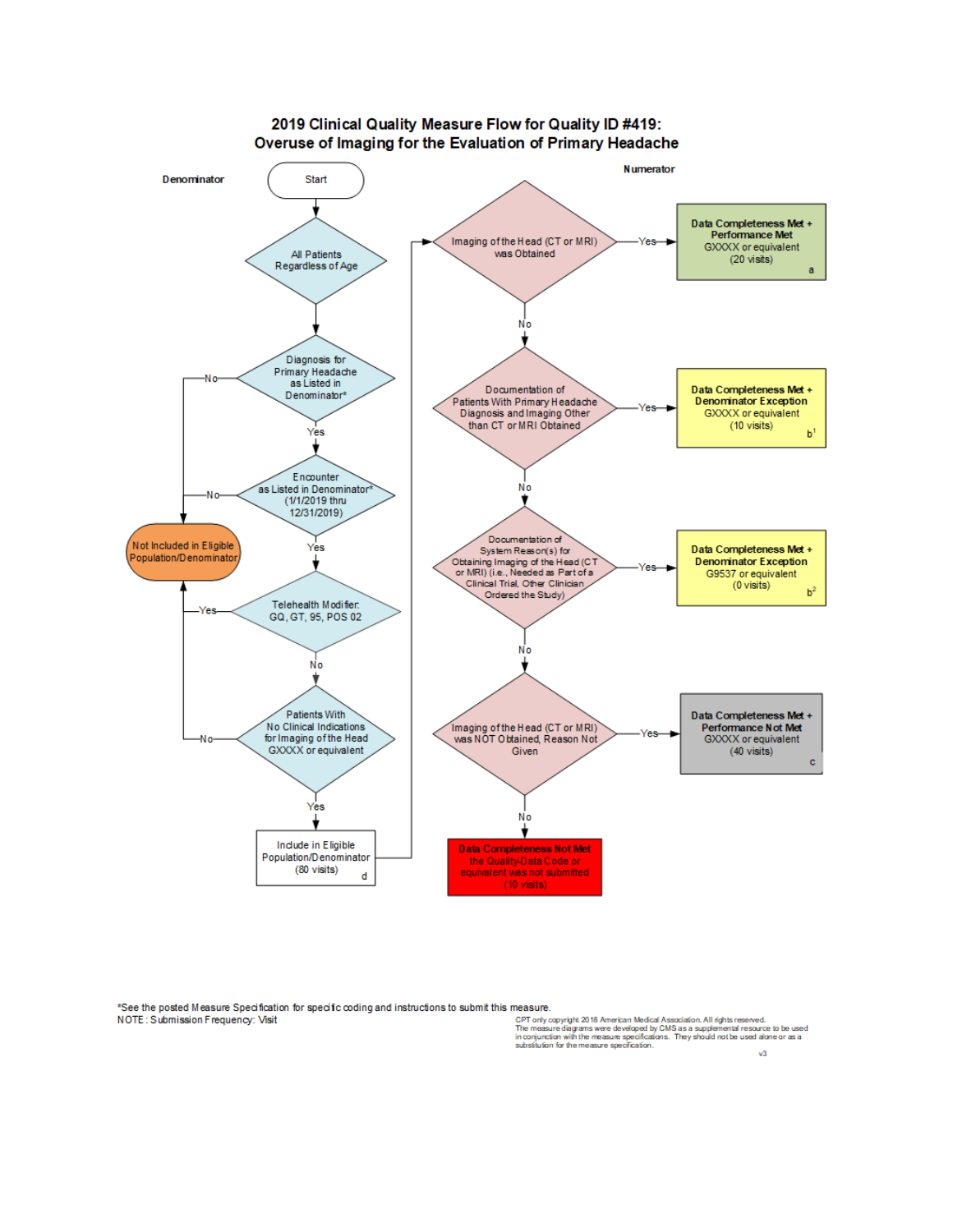# 2019 Clinical Quality Measure Flow for Quality ID #419: Overuse of Imaging for the Evaluation of Primary Headache

**Denominator**

- Start
- All Patients Regardless of Age
- Diagnosis for Primary Headache as Listed in Denominator*
  - No → Not Included in Eligible Population/Denominator
  - Yes ↓
- Encounter as Listed in Denominator* (1/1/2019 thru 12/31/2019)
  - No → Not Included in Eligible Population/Denominator
  - Yes ↓
- Telehealth Modifier: GQ, GT, 95, POS 02
  - Yes → Not Included in Eligible Population/Denominator
  - No ↓
- Patients With No Clinical Indications for Imaging of the Head GXXXX or equivalent
  - No → Not Included in Eligible Population/Denominator
  - Yes ↓
- Include in Eligible Population/Denominator (80 visits) d

**Numerator**

- Imaging of the Head (CT or MRI) was Obtained
  - Yes → Data Completeness Met + Performance Met GXXXX or equivalent (20 visits) a
  - No ↓
- Documentation of Patients With Primary Headache Diagnosis and Imaging Other than CT or MRI Obtained
  - Yes → Data Completeness Met + Denominator Exception GXXXX or equivalent (10 visits) b[1]
  - No ↓
- Documentation of System Reason(s) for Obtaining Imaging of the Head (CT or MRI) (i.e., Needed as Part of a Clinical Trial, Other Clinician Ordered the Study)
  - Yes → Data Completeness Met + Denominator Exception G9537 or equivalent (0 visits) b[2]
  - No ↓
- Imaging of the Head (CT or MRI) was NOT Obtained, Reason Not Given
  - Yes → Data Completeness Met + Performance Not Met GXXXX or equivalent (40 visits) c
  - No → Data Completeness Not Met the Quality-Data Code or equivalent was not submitted (10 visits)

*See the posted Measure Specification for specific coding and instructions to submit this measure.
NOTE: Submission Frequency: Visit

CPT only copyright 2018 American Medical Association. All rights reserved.
The measure diagrams were developed by CMS as a supplemental resource to be used in conjunction with the measure specifications. They should not be used alone or as a substitution for the measure specification.

v3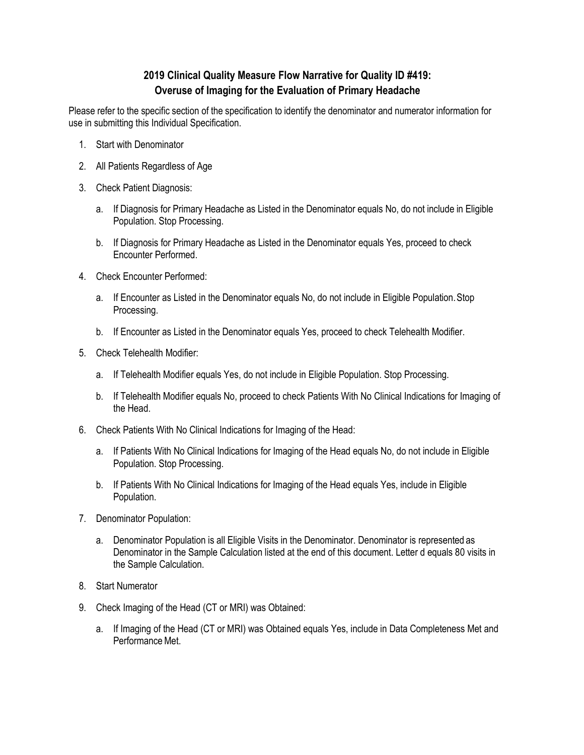# 2019 Clinical Quality Measure Flow Narrative for Quality ID #419: Overuse of Imaging for the Evaluation of Primary Headache

Please refer to the specific section of the specification to identify the denominator and numerator information for use in submitting this Individual Specification.

1. Start with Denominator
2. All Patients Regardless of Age
3. Check Patient Diagnosis:
   a. If Diagnosis for Primary Headache as Listed in the Denominator equals No, do not include in Eligible Population. Stop Processing.
   b. If Diagnosis for Primary Headache as Listed in the Denominator equals Yes, proceed to check Encounter Performed.
4. Check Encounter Performed:
   a. If Encounter as Listed in the Denominator equals No, do not include in Eligible Population. Stop Processing.
   b. If Encounter as Listed in the Denominator equals Yes, proceed to check Telehealth Modifier.
5. Check Telehealth Modifier:
   a. If Telehealth Modifier equals Yes, do not include in Eligible Population. Stop Processing.
   b. If Telehealth Modifier equals No, proceed to check Patients With No Clinical Indications for Imaging of the Head.
6. Check Patients With No Clinical Indications for Imaging of the Head:
   a. If Patients With No Clinical Indications for Imaging of the Head equals No, do not include in Eligible Population. Stop Processing.
   b. If Patients With No Clinical Indications for Imaging of the Head equals Yes, include in Eligible Population.
7. Denominator Population:
   a. Denominator Population is all Eligible Visits in the Denominator. Denominator is represented as Denominator in the Sample Calculation listed at the end of this document. Letter d equals 80 visits in the Sample Calculation.
8. Start Numerator
9. Check Imaging of the Head (CT or MRI) was Obtained:
   a. If Imaging of the Head (CT or MRI) was Obtained equals Yes, include in Data Completeness Met and Performance Met.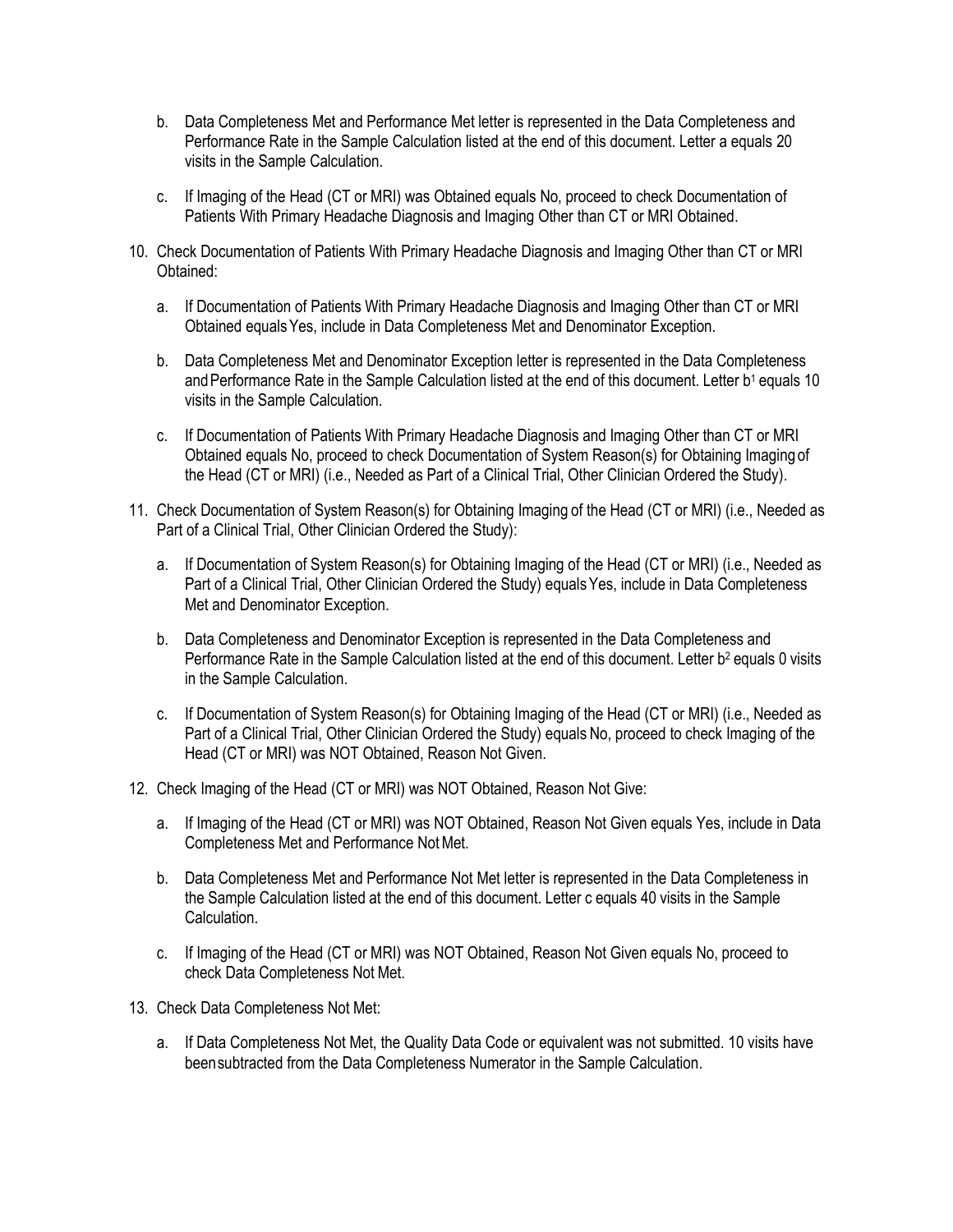b. Data Completeness Met and Performance Met letter is represented in the Data Completeness and Performance Rate in the Sample Calculation listed at the end of this document. Letter a equals 20 visits in the Sample Calculation.

c. If Imaging of the Head (CT or MRI) was Obtained equals No, proceed to check Documentation of Patients With Primary Headache Diagnosis and Imaging Other than CT or MRI Obtained.

10. Check Documentation of Patients With Primary Headache Diagnosis and Imaging Other than CT or MRI Obtained:

    a. If Documentation of Patients With Primary Headache Diagnosis and Imaging Other than CT or MRI Obtained equals Yes, include in Data Completeness Met and Denominator Exception.

    b. Data Completeness Met and Denominator Exception letter is represented in the Data Completeness and Performance Rate in the Sample Calculation listed at the end of this document. Letter $b^1$ equals 10 visits in the Sample Calculation.

    c. If Documentation of Patients With Primary Headache Diagnosis and Imaging Other than CT or MRI Obtained equals No, proceed to check Documentation of System Reason(s) for Obtaining Imaging of the Head (CT or MRI) (i.e., Needed as Part of a Clinical Trial, Other Clinician Ordered the Study).

11. Check Documentation of System Reason(s) for Obtaining Imaging of the Head (CT or MRI) (i.e., Needed as Part of a Clinical Trial, Other Clinician Ordered the Study):

    a. If Documentation of System Reason(s) for Obtaining Imaging of the Head (CT or MRI) (i.e., Needed as Part of a Clinical Trial, Other Clinician Ordered the Study) equals Yes, include in Data Completeness Met and Denominator Exception.

    b. Data Completeness and Denominator Exception is represented in the Data Completeness and Performance Rate in the Sample Calculation listed at the end of this document. Letter $b^2$ equals 0 visits in the Sample Calculation.

    c. If Documentation of System Reason(s) for Obtaining Imaging of the Head (CT or MRI) (i.e., Needed as Part of a Clinical Trial, Other Clinician Ordered the Study) equals No, proceed to check Imaging of the Head (CT or MRI) was NOT Obtained, Reason Not Given.

12. Check Imaging of the Head (CT or MRI) was NOT Obtained, Reason Not Give:

    a. If Imaging of the Head (CT or MRI) was NOT Obtained, Reason Not Given equals Yes, include in Data Completeness Met and Performance Not Met.

    b. Data Completeness Met and Performance Not Met letter is represented in the Data Completeness in the Sample Calculation listed at the end of this document. Letter c equals 40 visits in the Sample Calculation.

    c. If Imaging of the Head (CT or MRI) was NOT Obtained, Reason Not Given equals No, proceed to check Data Completeness Not Met.

13. Check Data Completeness Not Met:

    a. If Data Completeness Not Met, the Quality Data Code or equivalent was not submitted. 10 visits have been subtracted from the Data Completeness Numerator in the Sample Calculation.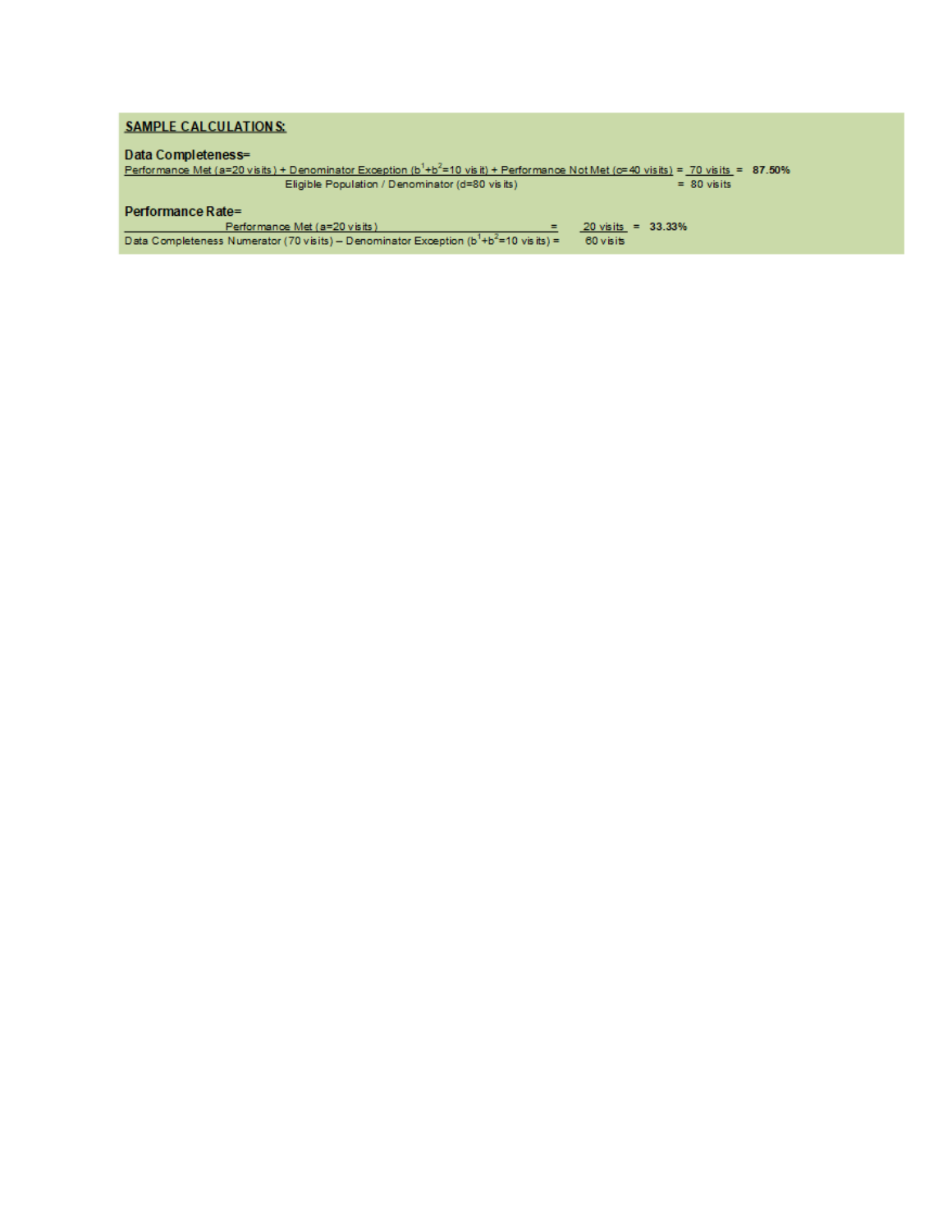**SAMPLE CALCULATIONS:**

**Data Completeness=**

$$\frac{\text{Performance Met (a=20 visits) + Denominator Exception } (b^1+b^2\text{=10 visit}) \text{ + Performance Not Met (c=40 visits)}}{\text{Eligible Population / Denominator (d=80 visits)}} = \frac{\text{70 visits}}{\text{80 visits}} = \textbf{87.50\%}$$

**Performance Rate=**

$$\frac{\text{Performance Met (a=20 visits)}}{\text{Data Completeness Numerator (70 visits) – Denominator Exception } (b^1+b^2\text{=10 visits})} = \frac{\text{20 visits}}{\text{60 visits}} = \textbf{33.33\%}$$